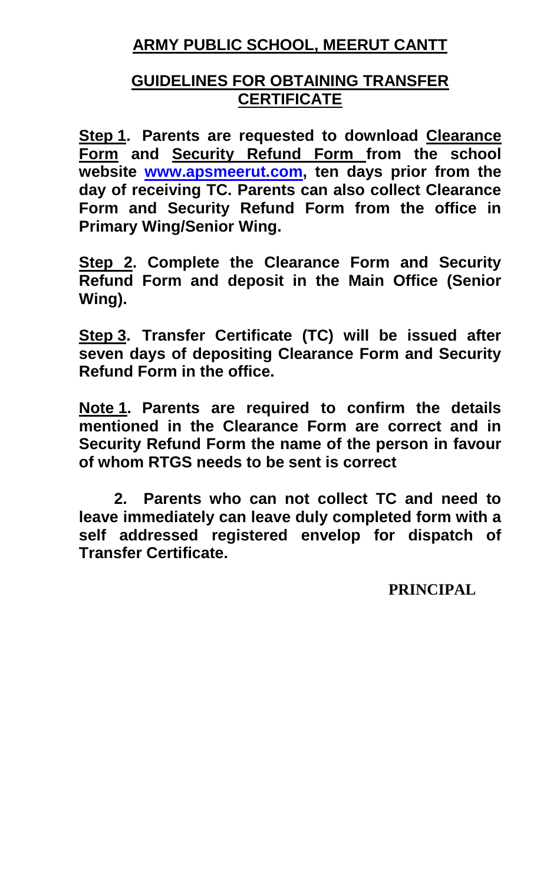# ARMY PUBLIC SCHOOL, MEERUT CANTT

## GUIDELINES FOR OBTAINING TRANSFER CERTIFICATE

**Step 1. Parents are requested to download Clearance Form and Security Refund Form from the school website [www.apsmeerut.com](http://www.apsmeerut.com), ten days prior from the day of receiving TC. Parents can also collect Clearance Form and Security Refund Form from the office in Primary Wing/Senior Wing.**

**Step 2. Complete the Clearance Form and Security Refund Form and deposit in the Main Office (Senior Wing).**

**Step 3. Transfer Certificate (TC) will be issued after seven days of depositing Clearance Form and Security Refund Form in the office.**

**Note 1. Parents are required to confirm the details mentioned in the Clearance Form are correct and in Security Refund Form the name of the person in favour of whom RTGS needs to be sent is correct**

**2. Parents who can not collect TC and need to leave immediately can leave duly completed form with a self addressed registered envelop for dispatch of Transfer Certificate.**

**PRINCIPAL**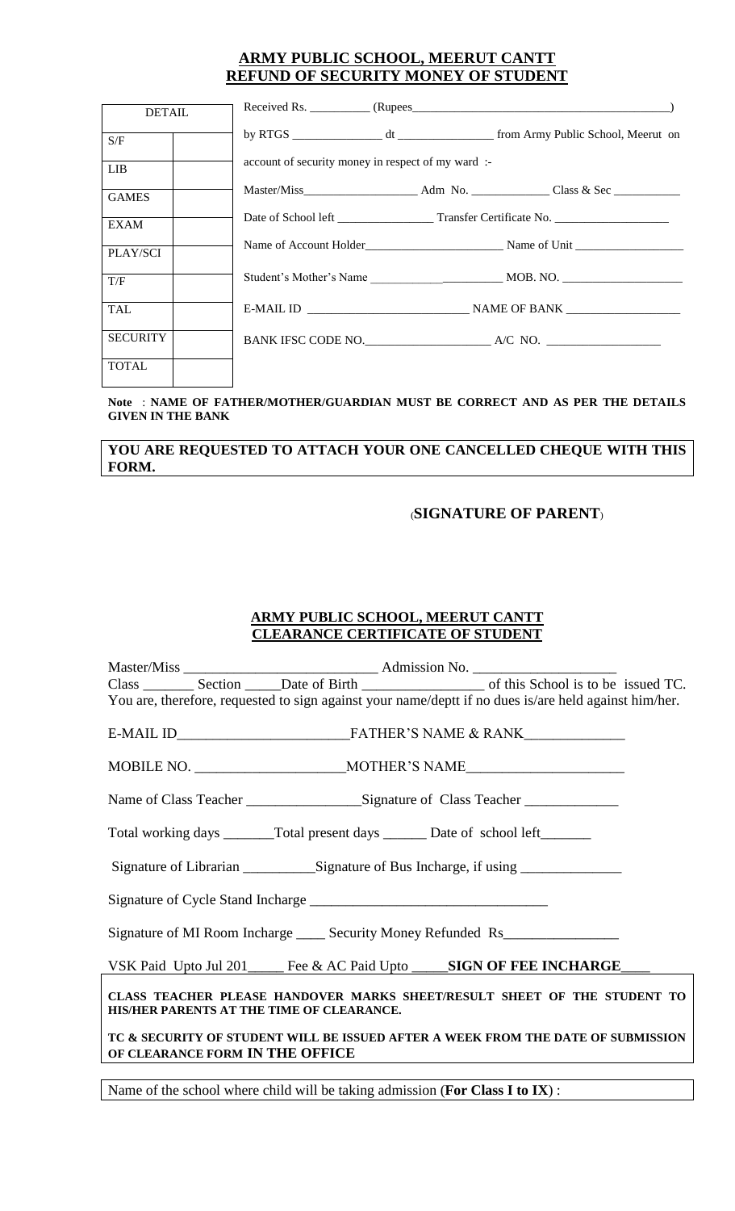## ARMY PUBLIC SCHOOL, MEERUT CANTT
## REFUND OF SECURITY MONEY OF STUDENT

| DETAIL | |
|---|---|
| S/F | |
| LIB | |
| GAMES | |
| EXAM | |
| PLAY/SCI | |
| T/F | |
| TAL | |
| SECURITY | |
| TOTAL | |

Received Rs. __________ (Rupees__________________________________________)

by RTGS _______________ dt ________________ from Army Public School, Meerut on account of security money in respect of my ward :-

Master/Miss___________________ Adm No. _____________ Class & Sec ___________

Date of School left ________________ Transfer Certificate No. ___________________

Name of Account Holder______________________ Name of Unit __________________

Student's Mother's Name _______________________ MOB. NO. ____________________

E-MAIL ID __________________________ NAME OF BANK ___________________

BANK IFSC CODE NO.____________________ A/C NO. ___________________

**Note** : **NAME OF FATHER/MOTHER/GUARDIAN MUST BE CORRECT AND AS PER THE DETAILS GIVEN IN THE BANK**

**YOU ARE REQUESTED TO ATTACH YOUR ONE CANCELLED CHEQUE WITH THIS FORM.**

(**SIGNATURE OF PARENT**)

## ARMY PUBLIC SCHOOL, MEERUT CANTT
## CLEARANCE CERTIFICATE OF STUDENT

Master/Miss ___________________________ Admission No. ____________________

Class ________ Section _____Date of Birth _________________ of this School is to be issued TC.

You are, therefore, requested to sign against your name/deptt if no dues is/are held against him/her.

E-MAIL ID________________________FATHER'S NAME & RANK______________

MOBILE NO. _____________________MOTHER'S NAME______________________

Name of Class Teacher ________________Signature of Class Teacher _____________

Total working days _______Total present days ______ Date of school left_______

Signature of Librarian __________Signature of Bus Incharge, if using ______________

Signature of Cycle Stand Incharge _________________________________

Signature of MI Room Incharge ____ Security Money Refunded Rs________________

VSK Paid Upto Jul 201_____ Fee & AC Paid Upto _____**SIGN OF FEE INCHARGE**____

**CLASS TEACHER PLEASE HANDOVER MARKS SHEET/RESULT SHEET OF THE STUDENT TO HIS/HER PARENTS AT THE TIME OF CLEARANCE.**

**TC & SECURITY OF STUDENT WILL BE ISSUED AFTER A WEEK FROM THE DATE OF SUBMISSION OF CLEARANCE FORM IN THE OFFICE**

Name of the school where child will be taking admission (**For Class I to IX**) :